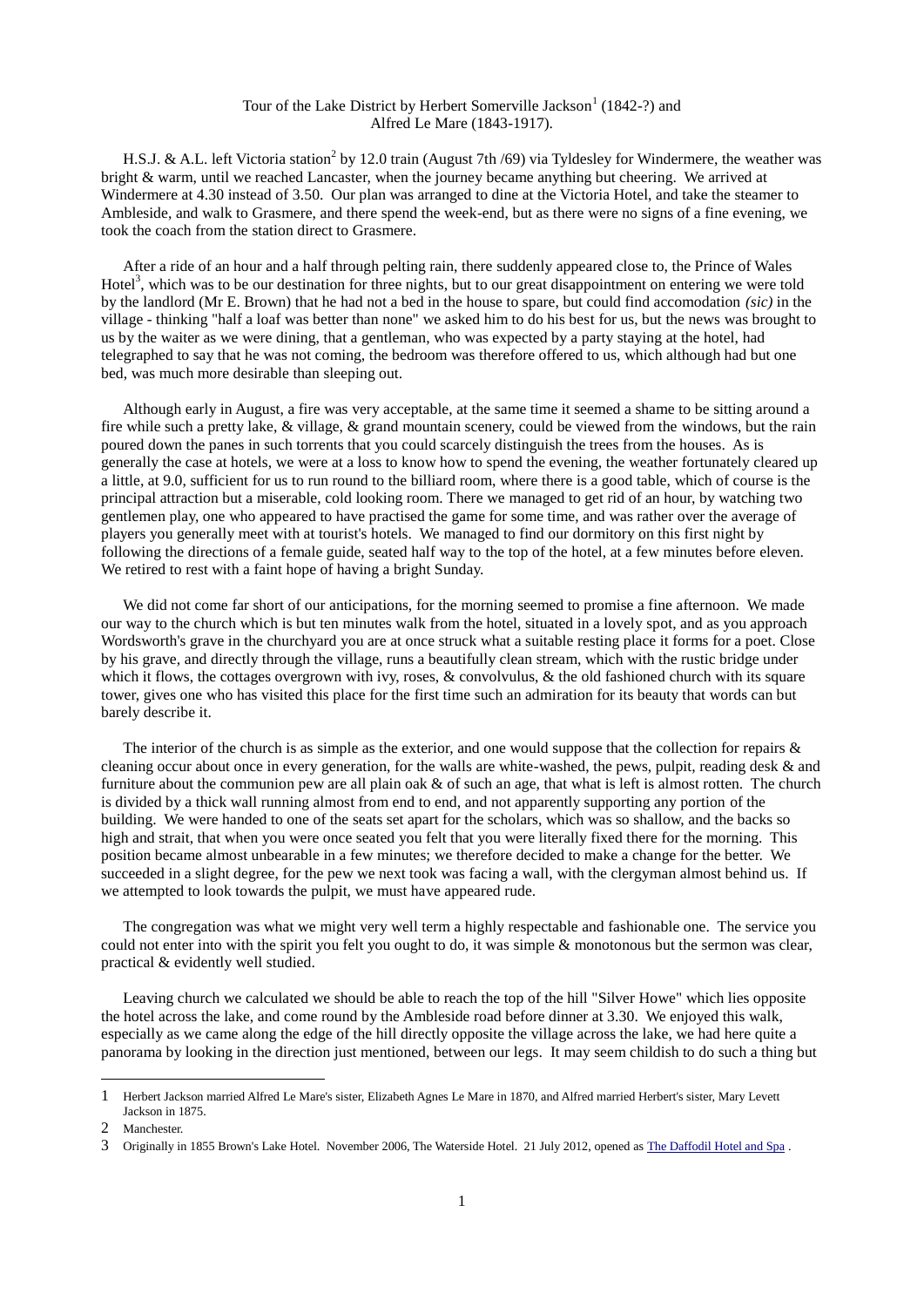Tour of the Lake District by Herbert Somerville Jackson[1] (1842-?) and Alfred Le Mare (1843-1917).

H.S.J. & A.L. left Victoria station[2] by 12.0 train (August 7th /69) via Tyldesley for Windermere, the weather was bright & warm, until we reached Lancaster, when the journey became anything but cheering. We arrived at Windermere at 4.30 instead of 3.50. Our plan was arranged to dine at the Victoria Hotel, and take the steamer to Ambleside, and walk to Grasmere, and there spend the week-end, but as there were no signs of a fine evening, we took the coach from the station direct to Grasmere.

After a ride of an hour and a half through pelting rain, there suddenly appeared close to, the Prince of Wales Hotel[3], which was to be our destination for three nights, but to our great disappointment on entering we were told by the landlord (Mr E. Brown) that he had not a bed in the house to spare, but could find accomodation *(sic)* in the village - thinking "half a loaf was better than none" we asked him to do his best for us, but the news was brought to us by the waiter as we were dining, that a gentleman, who was expected by a party staying at the hotel, had telegraphed to say that he was not coming, the bedroom was therefore offered to us, which although had but one bed, was much more desirable than sleeping out.

Although early in August, a fire was very acceptable, at the same time it seemed a shame to be sitting around a fire while such a pretty lake, & village, & grand mountain scenery, could be viewed from the windows, but the rain poured down the panes in such torrents that you could scarcely distinguish the trees from the houses. As is generally the case at hotels, we were at a loss to know how to spend the evening, the weather fortunately cleared up a little, at 9.0, sufficient for us to run round to the billiard room, where there is a good table, which of course is the principal attraction but a miserable, cold looking room. There we managed to get rid of an hour, by watching two gentlemen play, one who appeared to have practised the game for some time, and was rather over the average of players you generally meet with at tourist's hotels. We managed to find our dormitory on this first night by following the directions of a female guide, seated half way to the top of the hotel, at a few minutes before eleven. We retired to rest with a faint hope of having a bright Sunday.

We did not come far short of our anticipations, for the morning seemed to promise a fine afternoon. We made our way to the church which is but ten minutes walk from the hotel, situated in a lovely spot, and as you approach Wordsworth's grave in the churchyard you are at once struck what a suitable resting place it forms for a poet. Close by his grave, and directly through the village, runs a beautifully clean stream, which with the rustic bridge under which it flows, the cottages overgrown with ivy, roses, & convolvulus, & the old fashioned church with its square tower, gives one who has visited this place for the first time such an admiration for its beauty that words can but barely describe it.

The interior of the church is as simple as the exterior, and one would suppose that the collection for repairs & cleaning occur about once in every generation, for the walls are white-washed, the pews, pulpit, reading desk & and furniture about the communion pew are all plain oak & of such an age, that what is left is almost rotten. The church is divided by a thick wall running almost from end to end, and not apparently supporting any portion of the building. We were handed to one of the seats set apart for the scholars, which was so shallow, and the backs so high and strait, that when you were once seated you felt that you were literally fixed there for the morning. This position became almost unbearable in a few minutes; we therefore decided to make a change for the better. We succeeded in a slight degree, for the pew we next took was facing a wall, with the clergyman almost behind us. If we attempted to look towards the pulpit, we must have appeared rude.

The congregation was what we might very well term a highly respectable and fashionable one. The service you could not enter into with the spirit you felt you ought to do, it was simple & monotonous but the sermon was clear, practical & evidently well studied.

Leaving church we calculated we should be able to reach the top of the hill "Silver Howe" which lies opposite the hotel across the lake, and come round by the Ambleside road before dinner at 3.30. We enjoyed this walk, especially as we came along the edge of the hill directly opposite the village across the lake, we had here quite a panorama by looking in the direction just mentioned, between our legs. It may seem childish to do such a thing but

---

1 Herbert Jackson married Alfred Le Mare's sister, Elizabeth Agnes Le Mare in 1870, and Alfred married Herbert's sister, Mary Levett Jackson in 1875.

2 Manchester.

3 Originally in 1855 Brown's Lake Hotel. November 2006, The Waterside Hotel. 21 July 2012, opened as The Daffodil Hotel and Spa .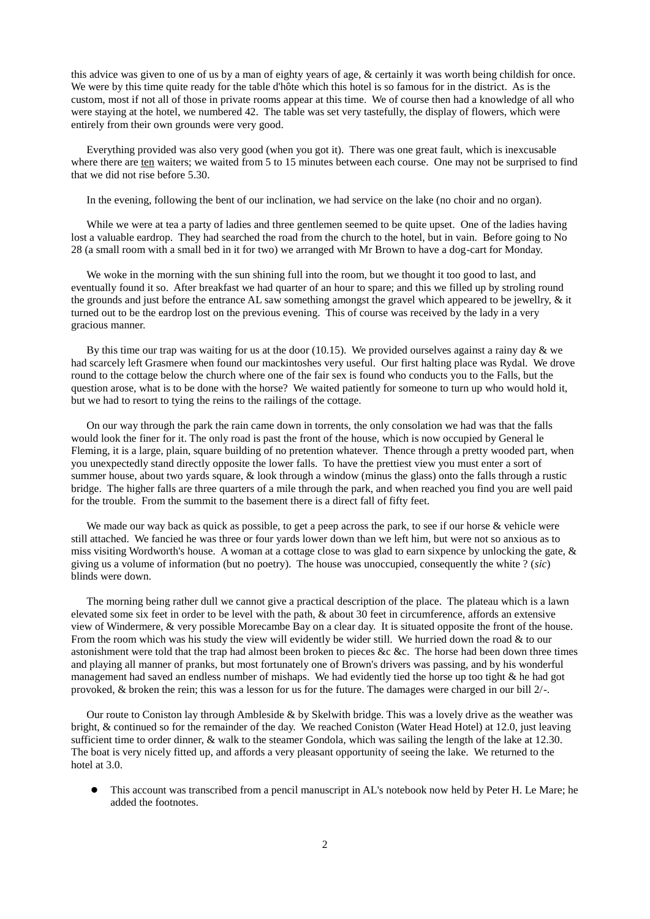this advice was given to one of us by a man of eighty years of age, & certainly it was worth being childish for once. We were by this time quite ready for the table d'hôte which this hotel is so famous for in the district. As is the custom, most if not all of those in private rooms appear at this time. We of course then had a knowledge of all who were staying at the hotel, we numbered 42. The table was set very tastefully, the display of flowers, which were entirely from their own grounds were very good.

Everything provided was also very good (when you got it). There was one great fault, which is inexcusable where there are <u>ten</u> waiters; we waited from 5 to 15 minutes between each course. One may not be surprised to find that we did not rise before 5.30.

In the evening, following the bent of our inclination, we had service on the lake (no choir and no organ).

While we were at tea a party of ladies and three gentlemen seemed to be quite upset. One of the ladies having lost a valuable eardrop. They had searched the road from the church to the hotel, but in vain. Before going to No 28 (a small room with a small bed in it for two) we arranged with Mr Brown to have a dog-cart for Monday.

We woke in the morning with the sun shining full into the room, but we thought it too good to last, and eventually found it so. After breakfast we had quarter of an hour to spare; and this we filled up by stroling round the grounds and just before the entrance AL saw something amongst the gravel which appeared to be jewellry, & it turned out to be the eardrop lost on the previous evening. This of course was received by the lady in a very gracious manner.

By this time our trap was waiting for us at the door (10.15). We provided ourselves against a rainy day & we had scarcely left Grasmere when found our mackintoshes very useful. Our first halting place was Rydal. We drove round to the cottage below the church where one of the fair sex is found who conducts you to the Falls, but the question arose, what is to be done with the horse? We waited patiently for someone to turn up who would hold it, but we had to resort to tying the reins to the railings of the cottage.

On our way through the park the rain came down in torrents, the only consolation we had was that the falls would look the finer for it. The only road is past the front of the house, which is now occupied by General le Fleming, it is a large, plain, square building of no pretention whatever. Thence through a pretty wooded part, when you unexpectedly stand directly opposite the lower falls. To have the prettiest view you must enter a sort of summer house, about two yards square, & look through a window (minus the glass) onto the falls through a rustic bridge. The higher falls are three quarters of a mile through the park, and when reached you find you are well paid for the trouble. From the summit to the basement there is a direct fall of fifty feet.

We made our way back as quick as possible, to get a peep across the park, to see if our horse & vehicle were still attached. We fancied he was three or four yards lower down than we left him, but were not so anxious as to miss visiting Wordworth's house. A woman at a cottage close to was glad to earn sixpence by unlocking the gate, & giving us a volume of information (but no poetry). The house was unoccupied, consequently the white ? (*sic*) blinds were down.

The morning being rather dull we cannot give a practical description of the place. The plateau which is a lawn elevated some six feet in order to be level with the path, & about 30 feet in circumference, affords an extensive view of Windermere, & very possible Morecambe Bay on a clear day. It is situated opposite the front of the house. From the room which was his study the view will evidently be wider still. We hurried down the road & to our astonishment were told that the trap had almost been broken to pieces &c &c. The horse had been down three times and playing all manner of pranks, but most fortunately one of Brown's drivers was passing, and by his wonderful management had saved an endless number of mishaps. We had evidently tied the horse up too tight & he had got provoked, & broken the rein; this was a lesson for us for the future. The damages were charged in our bill 2/-.

Our route to Coniston lay through Ambleside & by Skelwith bridge. This was a lovely drive as the weather was bright, & continued so for the remainder of the day. We reached Coniston (Water Head Hotel) at 12.0, just leaving sufficient time to order dinner, & walk to the steamer Gondola, which was sailing the length of the lake at 12.30. The boat is very nicely fitted up, and affords a very pleasant opportunity of seeing the lake. We returned to the hotel at 3.0.

- This account was transcribed from a pencil manuscript in AL's notebook now held by Peter H. Le Mare; he added the footnotes.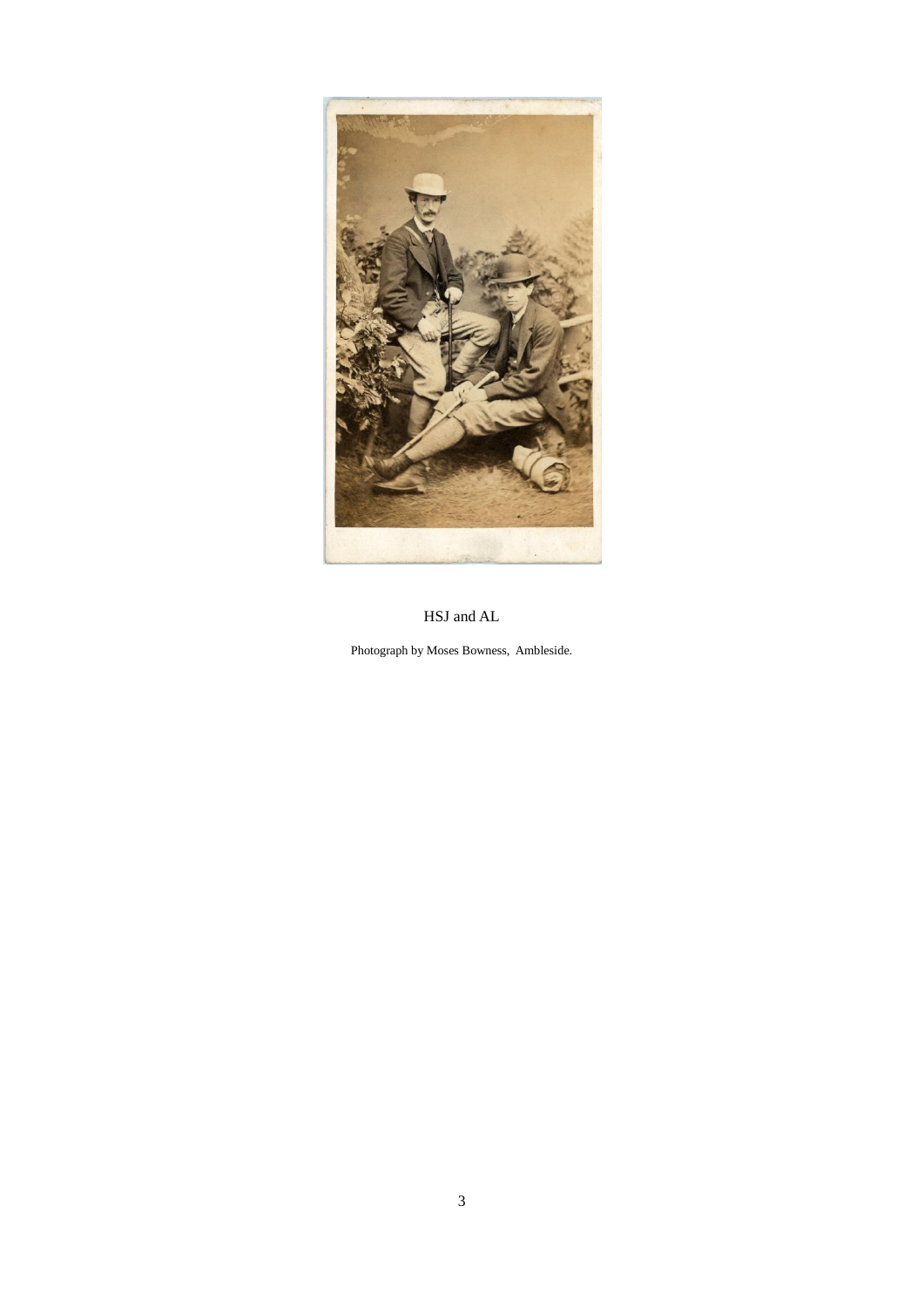HSJ and AL

Photograph by Moses Bowness, Ambleside.